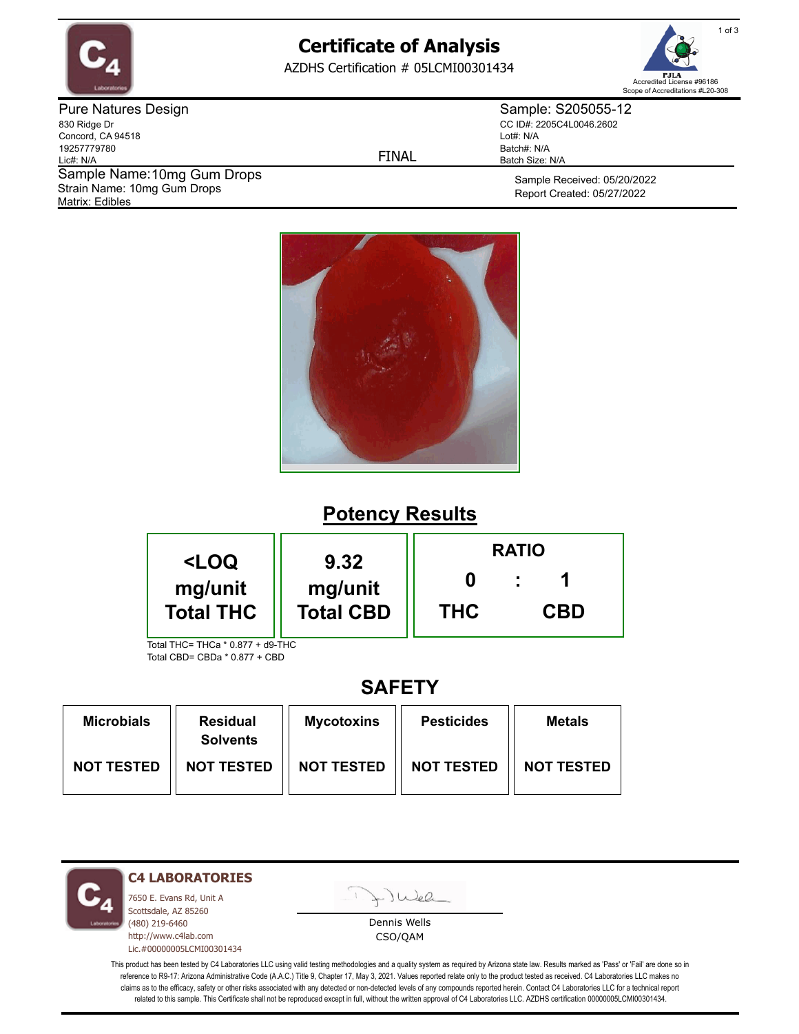# Certificate of Analysis

AZDHS Certification # 05LCMI00301434

PJLA Accredited License #96186
Scope of Accreditations #L20-308

**Pure Natures Design**
830 Ridge Dr
Concord, CA 94518
19257779780
Lic#: N/A

**Sample: S205055-12**
CC ID#: 2205C4L0046.2602
Lot#: N/A
Batch#: N/A
Batch Size: N/A

FINAL

Sample Name: 10mg Gum Drops
Strain Name: 10mg Gum Drops
Matrix: Edibles

Sample Received: 05/20/2022
Report Created: 05/27/2022

## Potency Results

| <LOQ mg/unit Total THC | 9.32 mg/unit Total CBD | RATIO 0 : 1 THC : CBD |
|---|---|---|

Total THC= THCa * 0.877 + d9-THC
Total CBD= CBDa * 0.877 + CBD

## SAFETY

| Microbials | Residual Solvents | Mycotoxins | Pesticides | Metals |
|---|---|---|---|---|
| NOT TESTED | NOT TESTED | NOT TESTED | NOT TESTED | NOT TESTED |

**C4 LABORATORIES**
7650 E. Evans Rd, Unit A
Scottsdale, AZ 85260
(480) 219-6460
http://www.c4lab.com
Lic.#00000005LCMI00301434

Dennis Wells
CSO/QAM

This product has been tested by C4 Laboratories LLC using valid testing methodologies and a quality system as required by Arizona state law. Results marked as 'Pass' or 'Fail' are done so in reference to R9-17: Arizona Administrative Code (A.A.C.) Title 9, Chapter 17, May 3, 2021. Values reported relate only to the product tested as received. C4 Laboratories LLC makes no claims as to the efficacy, safety or other risks associated with any detected or non-detected levels of any compounds reported herein. Contact C4 Laboratories LLC for a technical report related to this sample. This Certificate shall not be reproduced except in full, without the written approval of C4 Laboratories LLC. AZDHS certification 00000005LCMI00301434.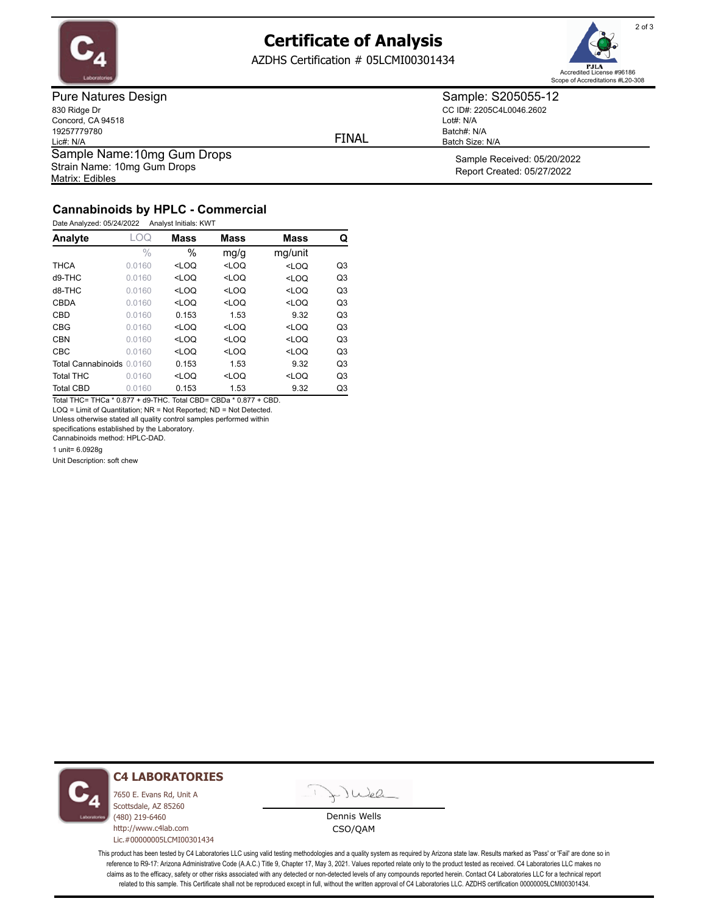# Certificate of Analysis

AZDHS Certification # 05LCMI00301434

PJLA Accredited License #96186
Scope of Accreditations #L20-308

**Pure Natures Design**
830 Ridge Dr
Concord, CA 94518
19257779780
Lic#: N/A

**Sample: S205055-12**
CC ID#: 2205C4L0046.2602
Lot#: N/A
Batch#: N/A
Batch Size: N/A

FINAL

Sample Name: 10mg Gum Drops
Strain Name: 10mg Gum Drops
Matrix: Edibles

Sample Received: 05/20/2022
Report Created: 05/27/2022

## Cannabinoids by HPLC - Commercial

Date Analyzed: 05/24/2022 Analyst Initials: KWT

| Analyte | LOQ | Mass | Mass | Mass | Q |
|---|---|---|---|---|---|
| | % | % | mg/g | mg/unit | |
| THCA | 0.0160 | <LOQ | <LOQ | <LOQ | Q3 |
| d9-THC | 0.0160 | <LOQ | <LOQ | <LOQ | Q3 |
| d8-THC | 0.0160 | <LOQ | <LOQ | <LOQ | Q3 |
| CBDA | 0.0160 | <LOQ | <LOQ | <LOQ | Q3 |
| CBD | 0.0160 | 0.153 | 1.53 | 9.32 | Q3 |
| CBG | 0.0160 | <LOQ | <LOQ | <LOQ | Q3 |
| CBN | 0.0160 | <LOQ | <LOQ | <LOQ | Q3 |
| CBC | 0.0160 | <LOQ | <LOQ | <LOQ | Q3 |
| Total Cannabinoids | 0.0160 | 0.153 | 1.53 | 9.32 | Q3 |
| Total THC | 0.0160 | <LOQ | <LOQ | <LOQ | Q3 |
| Total CBD | 0.0160 | 0.153 | 1.53 | 9.32 | Q3 |

Total THC= THCa * 0.877 + d9-THC. Total CBD= CBDa * 0.877 + CBD.
LOQ = Limit of Quantitation; NR = Not Reported; ND = Not Detected.
Unless otherwise stated all quality control samples performed within specifications established by the Laboratory.
Cannabinoids method: HPLC-DAD.

1 unit= 6.0928g

Unit Description: soft chew

**C4 LABORATORIES**
7650 E. Evans Rd, Unit A
Scottsdale, AZ 85260
(480) 219-6460
http://www.c4lab.com
Lic.#00000005LCMI00301434

Dennis Wells
CSO/QAM

This product has been tested by C4 Laboratories LLC using valid testing methodologies and a quality system as required by Arizona state law. Results marked as 'Pass' or 'Fail' are done so in reference to R9-17: Arizona Administrative Code (A.A.C.) Title 9, Chapter 17, May 3, 2021. Values reported relate only to the product tested as received. C4 Laboratories LLC makes no claims as to the efficacy, safety or other risks associated with any detected or non-detected levels of any compounds reported herein. Contact C4 Laboratories LLC for a technical report related to this sample. This Certificate shall not be reproduced except in full, without the written approval of C4 Laboratories LLC. AZDHS certification 00000005LCMI00301434.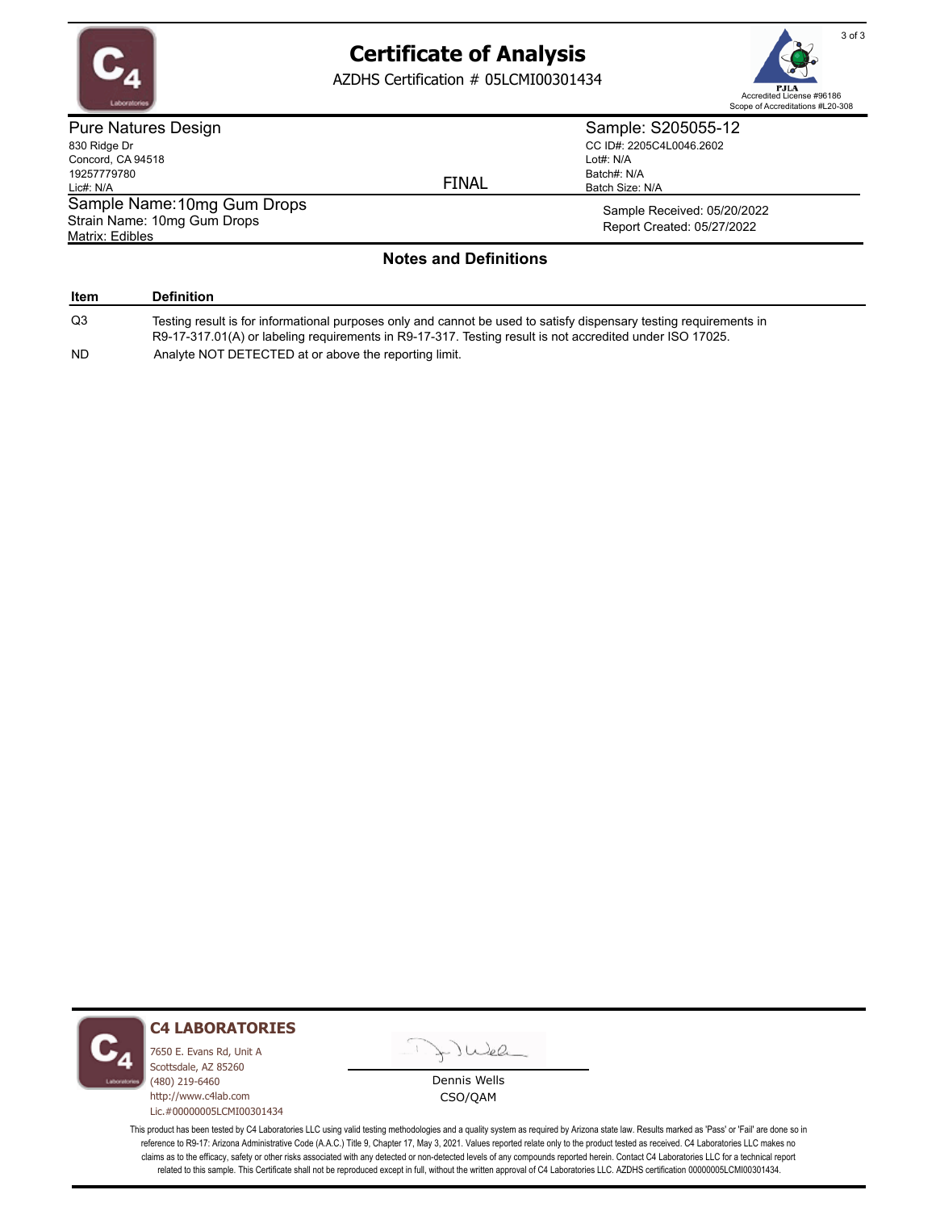# Certificate of Analysis

AZDHS Certification # 05LCMI00301434

Accredited License #96186
Scope of Accreditations #L20-308

Pure Natures Design
830 Ridge Dr
Concord, CA 94518
19257779780
Lic#: N/A

FINAL

Sample: S205055-12
CC ID#: 2205C4L0046.2602
Lot#: N/A
Batch#: N/A
Batch Size: N/A

Sample Name:10mg Gum Drops
Strain Name: 10mg Gum Drops
Matrix: Edibles

Sample Received: 05/20/2022
Report Created: 05/27/2022

## Notes and Definitions

| Item | Definition |
| --- | --- |
| Q3 | Testing result is for informational purposes only and cannot be used to satisfy dispensary testing requirements in R9-17-317.01(A) or labeling requirements in R9-17-317. Testing result is not accredited under ISO 17025. |
| ND | Analyte NOT DETECTED at or above the reporting limit. |

**C4 LABORATORIES**
7650 E. Evans Rd, Unit A
Scottsdale, AZ 85260
(480) 219-6460
http://www.c4lab.com
Lic.#00000005LCMI00301434

Dennis Wells
CSO/QAM

This product has been tested by C4 Laboratories LLC using valid testing methodologies and a quality system as required by Arizona state law. Results marked as 'Pass' or 'Fail' are done so in reference to R9-17: Arizona Administrative Code (A.A.C.) Title 9, Chapter 17, May 3, 2021. Values reported relate only to the product tested as received. C4 Laboratories LLC makes no claims as to the efficacy, safety or other risks associated with any detected or non-detected levels of any compounds reported herein. Contact C4 Laboratories LLC for a technical report related to this sample. This Certificate shall not be reproduced except in full, without the written approval of C4 Laboratories LLC. AZDHS certification 00000005LCMI00301434.